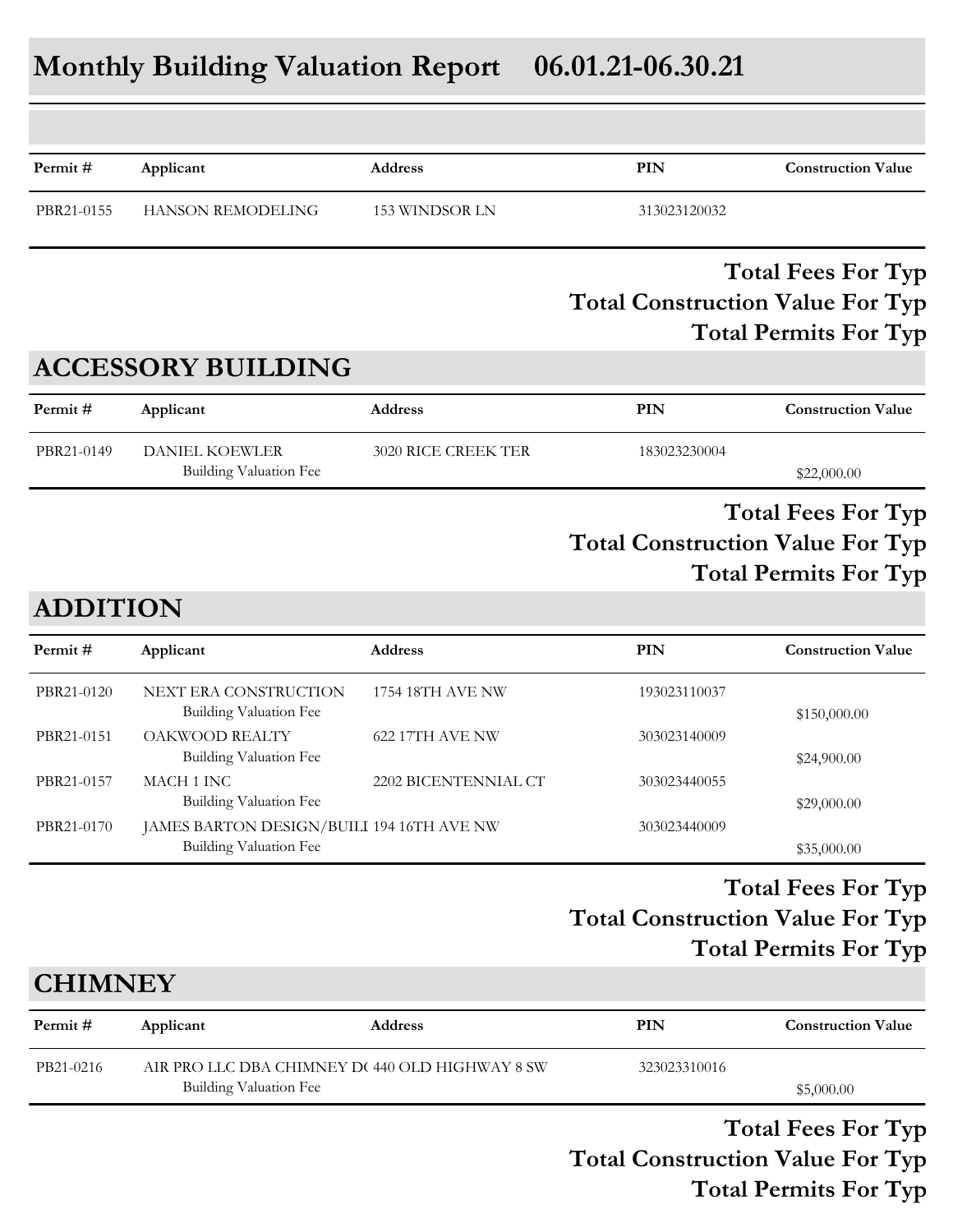# Monthly Building Valuation Report 06.01.21-06.30.21

| Permit # | Applicant | Address | PIN | Construction Value |
|---|---|---|---|---|
| PBR21-0155 | HANSON REMODELING | 153 WINDSOR LN | 313023120032 | |

**Total Fees For Typ**
**Total Construction Value For Typ**
**Total Permits For Typ**

## ACCESSORY BUILDING

| Permit # | Applicant | Address | PIN | Construction Value |
|---|---|---|---|---|
| PBR21-0149 | DANIEL KOEWLER | 3020 RICE CREEK TER | 183023230004 | |
| | Building Valuation Fee | | | $22,000.00 |

**Total Fees For Typ**
**Total Construction Value For Typ**
**Total Permits For Typ**

## ADDITION

| Permit # | Applicant | Address | PIN | Construction Value |
|---|---|---|---|---|
| PBR21-0120 | NEXT ERA CONSTRUCTION | 1754 18TH AVE NW | 193023110037 | |
| | Building Valuation Fee | | | $150,000.00 |
| PBR21-0151 | OAKWOOD REALTY | 622 17TH AVE NW | 303023140009 | |
| | Building Valuation Fee | | | $24,900.00 |
| PBR21-0157 | MACH 1 INC | 2202 BICENTENNIAL CT | 303023440055 | |
| | Building Valuation Fee | | | $29,000.00 |
| PBR21-0170 | JAMES BARTON DESIGN/BUILI | 194 16TH AVE NW | 303023440009 | |
| | Building Valuation Fee | | | $35,000.00 |

**Total Fees For Typ**
**Total Construction Value For Typ**
**Total Permits For Typ**

## CHIMNEY

| Permit # | Applicant | Address | PIN | Construction Value |
|---|---|---|---|---|
| PB21-0216 | AIR PRO LLC DBA CHIMNEY D( | 440 OLD HIGHWAY 8 SW | 323023310016 | |
| | Building Valuation Fee | | | $5,000.00 |

**Total Fees For Typ**
**Total Construction Value For Typ**
**Total Permits For Typ**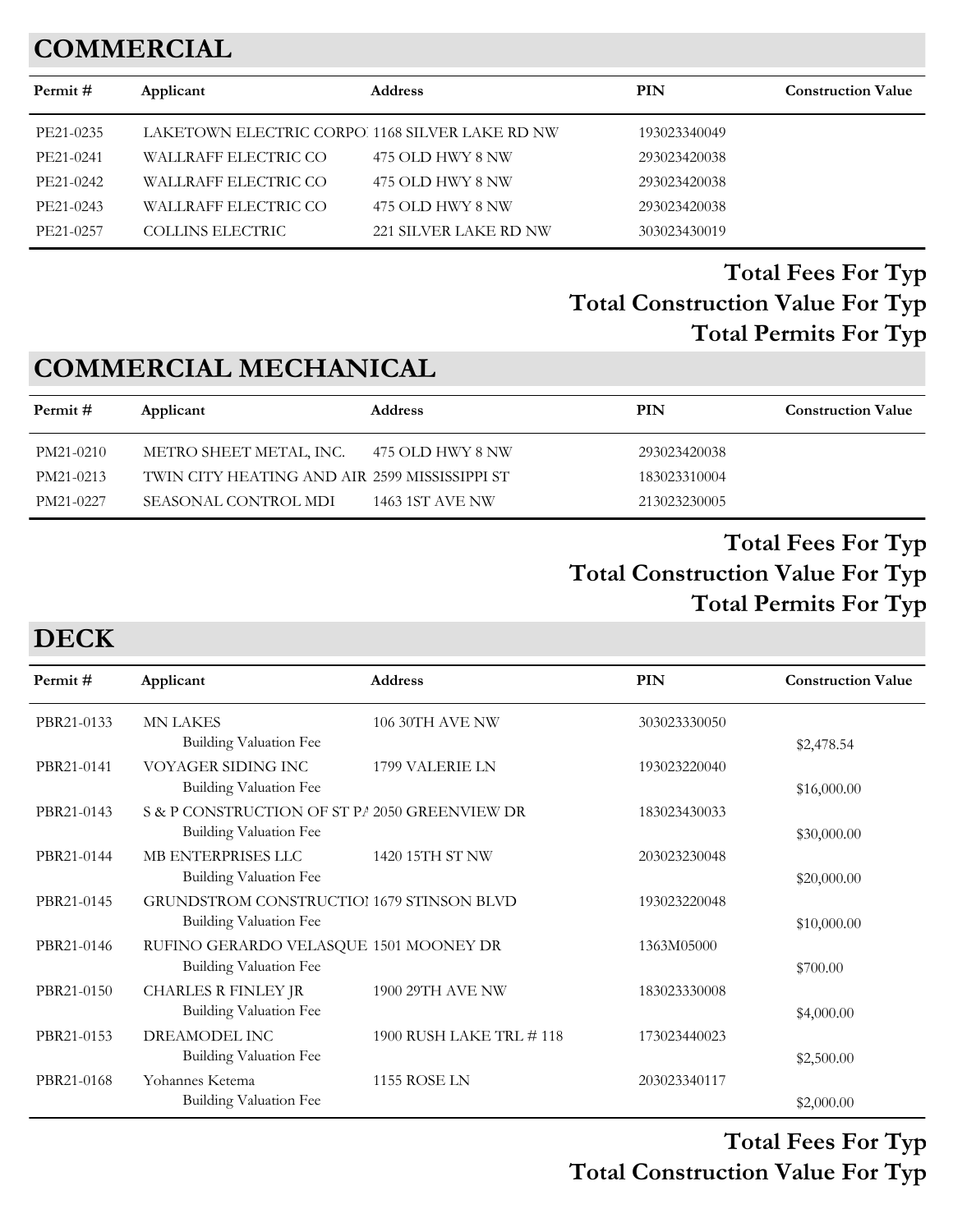## COMMERCIAL

| Permit # | Applicant | Address | PIN | Construction Value |
|---|---|---|---|---|
| PE21-0235 | LAKETOWN ELECTRIC CORPO | 1168 SILVER LAKE RD NW | 193023340049 | |
| PE21-0241 | WALLRAFF ELECTRIC CO | 475 OLD HWY 8 NW | 293023420038 | |
| PE21-0242 | WALLRAFF ELECTRIC CO | 475 OLD HWY 8 NW | 293023420038 | |
| PE21-0243 | WALLRAFF ELECTRIC CO | 475 OLD HWY 8 NW | 293023420038 | |
| PE21-0257 | COLLINS ELECTRIC | 221 SILVER LAKE RD NW | 303023430019 | |

**Total Fees For Typ**

**Total Construction Value For Typ**

**Total Permits For Typ**

## COMMERCIAL MECHANICAL

| Permit # | Applicant | Address | PIN | Construction Value |
|---|---|---|---|---|
| PM21-0210 | METRO SHEET METAL, INC. | 475 OLD HWY 8 NW | 293023420038 | |
| PM21-0213 | TWIN CITY HEATING AND AIR | 2599 MISSISSIPPI ST | 183023310004 | |
| PM21-0227 | SEASONAL CONTROL MDI | 1463 1ST AVE NW | 213023230005 | |

**Total Fees For Typ**

**Total Construction Value For Typ**

**Total Permits For Typ**

## DECK

| Permit # | Applicant | Address | PIN | Construction Value |
|---|---|---|---|---|
| PBR21-0133 | MN LAKES<br>Building Valuation Fee | 106 30TH AVE NW | 303023330050 | $2,478.54 |
| PBR21-0141 | VOYAGER SIDING INC<br>Building Valuation Fee | 1799 VALERIE LN | 193023220040 | $16,000.00 |
| PBR21-0143 | S & P CONSTRUCTION OF ST PA<br>Building Valuation Fee | 2050 GREENVIEW DR | 183023430033 | $30,000.00 |
| PBR21-0144 | MB ENTERPRISES LLC<br>Building Valuation Fee | 1420 15TH ST NW | 203023230048 | $20,000.00 |
| PBR21-0145 | GRUNDSTROM CONSTRUCTIO<br>Building Valuation Fee | 1679 STINSON BLVD | 193023220048 | $10,000.00 |
| PBR21-0146 | RUFINO GERARDO VELASQUE<br>Building Valuation Fee | 1501 MOONEY DR | 1363M05000 | $700.00 |
| PBR21-0150 | CHARLES R FINLEY JR<br>Building Valuation Fee | 1900 29TH AVE NW | 183023330008 | $4,000.00 |
| PBR21-0153 | DREAMODEL INC<br>Building Valuation Fee | 1900 RUSH LAKE TRL # 118 | 173023440023 | $2,500.00 |
| PBR21-0168 | Yohannes Ketema<br>Building Valuation Fee | 1155 ROSE LN | 203023340117 | $2,000.00 |

**Total Fees For Typ**

**Total Construction Value For Typ**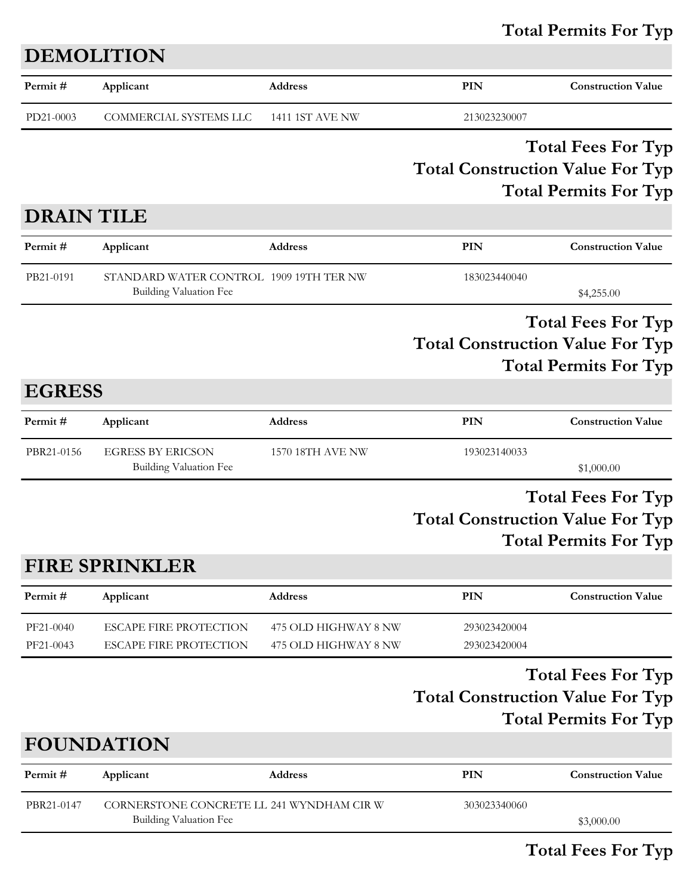**Total Permits For Typ**

## DEMOLITION

| Permit # | Applicant | Address | PIN | Construction Value |
|---|---|---|---|---|
| PD21-0003 | COMMERCIAL SYSTEMS LLC | 1411 1ST AVE NW | 213023230007 | |

**Total Fees For Typ**

**Total Construction Value For Typ**

**Total Permits For Typ**

## DRAIN TILE

| Permit # | Applicant | Address | PIN | Construction Value |
|---|---|---|---|---|
| PB21-0191 | STANDARD WATER CONTROL | 1909 19TH TER NW | 183023440040 | |
| | Building Valuation Fee | | | $4,255.00 |

**Total Fees For Typ**

**Total Construction Value For Typ**

**Total Permits For Typ**

## EGRESS

| Permit # | Applicant | Address | PIN | Construction Value |
|---|---|---|---|---|
| PBR21-0156 | EGRESS BY ERICSON | 1570 18TH AVE NW | 193023140033 | |
| | Building Valuation Fee | | | $1,000.00 |

**Total Fees For Typ**

**Total Construction Value For Typ**

**Total Permits For Typ**

## FIRE SPRINKLER

| Permit # | Applicant | Address | PIN | Construction Value |
|---|---|---|---|---|
| PF21-0040 | ESCAPE FIRE PROTECTION | 475 OLD HIGHWAY 8 NW | 293023420004 | |
| PF21-0043 | ESCAPE FIRE PROTECTION | 475 OLD HIGHWAY 8 NW | 293023420004 | |

**Total Fees For Typ**

**Total Construction Value For Typ**

**Total Permits For Typ**

## FOUNDATION

| Permit # | Applicant | Address | PIN | Construction Value |
|---|---|---|---|---|
| PBR21-0147 | CORNERSTONE CONCRETE LL | 241 WYNDHAM CIR W | 303023340060 | |
| | Building Valuation Fee | | | $3,000.00 |

**Total Fees For Typ**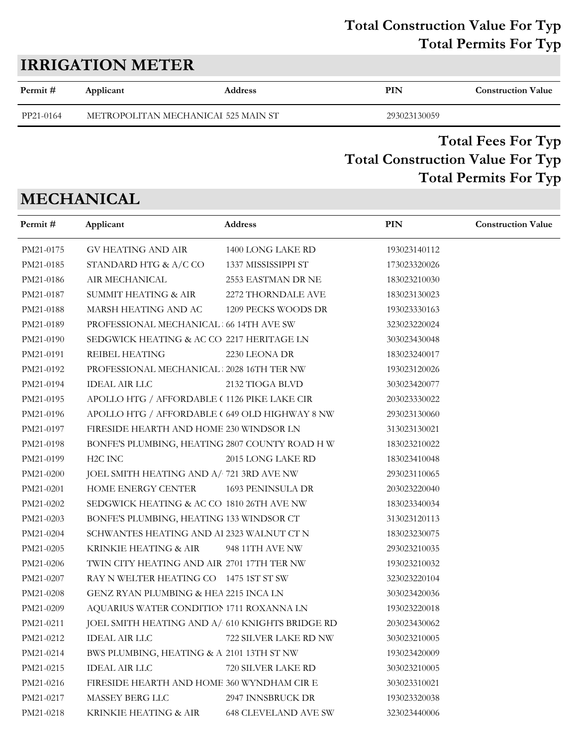**Total Construction Value For Typ**
**Total Permits For Typ**

## IRRIGATION METER

| Permit # | Applicant | Address | PIN | Construction Value |
|---|---|---|---|---|
| PP21-0164 | METROPOLITAN MECHANICAI | 525 MAIN ST | 293023130059 | |

**Total Fees For Typ**
**Total Construction Value For Typ**
**Total Permits For Typ**

## MECHANICAL

| Permit # | Applicant | Address | PIN | Construction Value |
|---|---|---|---|---|
| PM21-0175 | GV HEATING AND AIR | 1400 LONG LAKE RD | 193023140112 | |
| PM21-0185 | STANDARD HTG & A/C CO | 1337 MISSISSIPPI ST | 173023320026 | |
| PM21-0186 | AIR MECHANICAL | 2553 EASTMAN DR NE | 183023210030 | |
| PM21-0187 | SUMMIT HEATING & AIR | 2272 THORNDALE AVE | 183023130023 | |
| PM21-0188 | MARSH HEATING AND AC | 1209 PECKS WOODS DR | 193023330163 | |
| PM21-0189 | PROFESSIONAL MECHANICAL | 66 14TH AVE SW | 323023220024 | |
| PM21-0190 | SEDGWICK HEATING & AC CO | 2217 HERITAGE LN | 303023430048 | |
| PM21-0191 | REIBEL HEATING | 2230 LEONA DR | 183023240017 | |
| PM21-0192 | PROFESSIONAL MECHANICAL | 2028 16TH TER NW | 193023120026 | |
| PM21-0194 | IDEAL AIR LLC | 2132 TIOGA BLVD | 303023420077 | |
| PM21-0195 | APOLLO HTG / AFFORDABLE ( | 1126 PIKE LAKE CIR | 203023330022 | |
| PM21-0196 | APOLLO HTG / AFFORDABLE ( | 649 OLD HIGHWAY 8 NW | 293023130060 | |
| PM21-0197 | FIRESIDE HEARTH AND HOME | 230 WINDSOR LN | 313023130021 | |
| PM21-0198 | BONFE'S PLUMBING, HEATING | 2807 COUNTY ROAD H W | 183023210022 | |
| PM21-0199 | H2C INC | 2015 LONG LAKE RD | 183023410048 | |
| PM21-0200 | JOEL SMITH HEATING AND A/ | 721 3RD AVE NW | 293023110065 | |
| PM21-0201 | HOME ENERGY CENTER | 1693 PENINSULA DR | 203023220040 | |
| PM21-0202 | SEDGWICK HEATING & AC CO | 1810 26TH AVE NW | 183023340034 | |
| PM21-0203 | BONFE'S PLUMBING, HEATING | 133 WINDSOR CT | 313023120113 | |
| PM21-0204 | SCHWANTES HEATING AND AI | 2323 WALNUT CT N | 183023230075 | |
| PM21-0205 | KRINKIE HEATING & AIR | 948 11TH AVE NW | 293023210035 | |
| PM21-0206 | TWIN CITY HEATING AND AIR | 2701 17TH TER NW | 193023210032 | |
| PM21-0207 | RAY N WELTER HEATING CO | 1475 1ST ST SW | 323023220104 | |
| PM21-0208 | GENZ RYAN PLUMBING & HEA | 2215 INCA LN | 303023420036 | |
| PM21-0209 | AQUARIUS WATER CONDITION | 1711 ROXANNA LN | 193023220018 | |
| PM21-0211 | JOEL SMITH HEATING AND A/ | 610 KNIGHTS BRIDGE RD | 203023430062 | |
| PM21-0212 | IDEAL AIR LLC | 722 SILVER LAKE RD NW | 303023210005 | |
| PM21-0214 | BWS PLUMBING, HEATING & A | 2101 13TH ST NW | 193023420009 | |
| PM21-0215 | IDEAL AIR LLC | 720 SILVER LAKE RD | 303023210005 | |
| PM21-0216 | FIRESIDE HEARTH AND HOME | 360 WYNDHAM CIR E | 303023310021 | |
| PM21-0217 | MASSEY BERG LLC | 2947 INNSBRUCK DR | 193023320038 | |
| PM21-0218 | KRINKIE HEATING & AIR | 648 CLEVELAND AVE SW | 323023440006 | |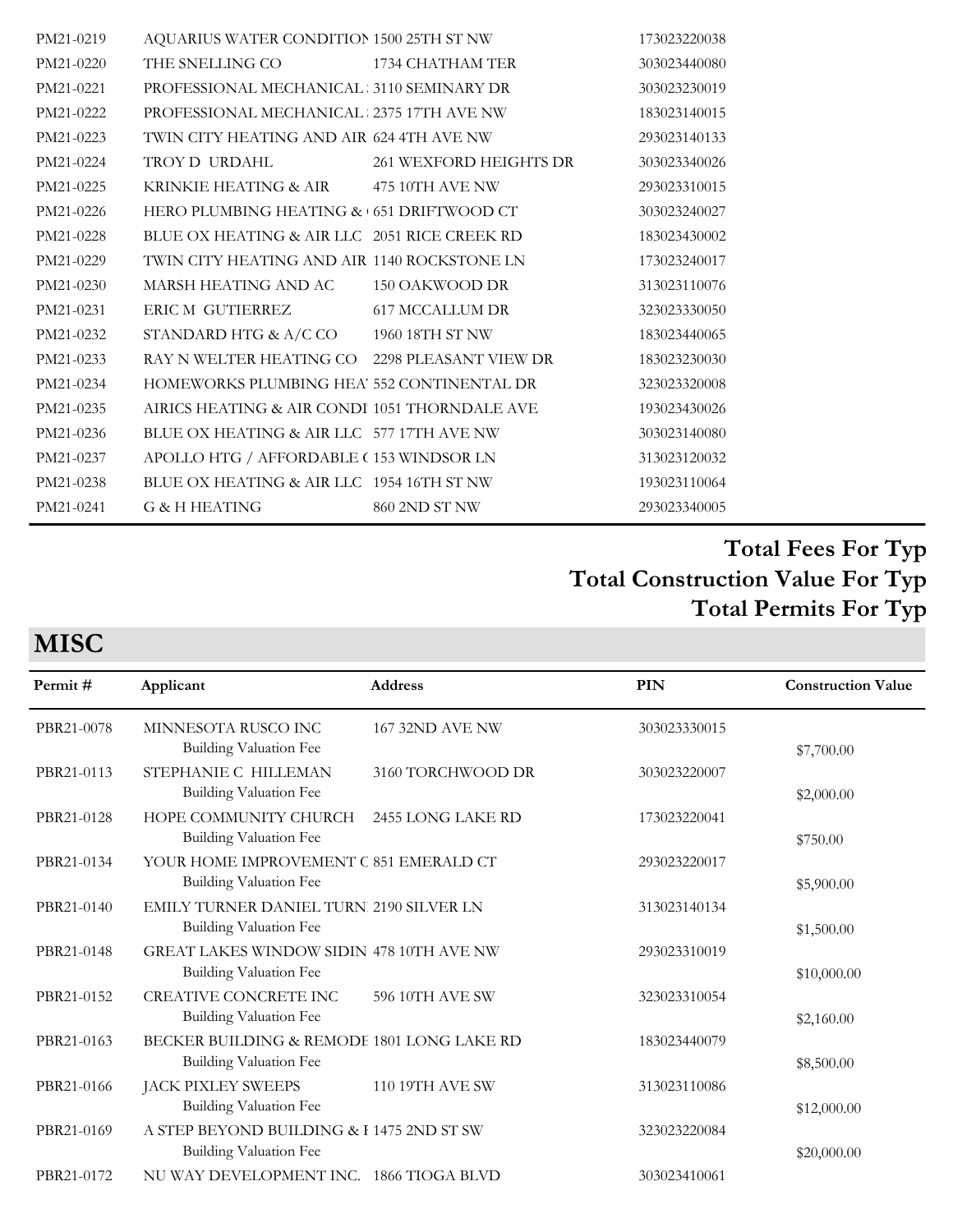| | | | |
|---|---|---|---|
| PM21-0219 | AQUARIUS WATER CONDITION | 1500 25TH ST NW | 173023220038 |
| PM21-0220 | THE SNELLING CO | 1734 CHATHAM TER | 303023440080 |
| PM21-0221 | PROFESSIONAL MECHANICAL | 3110 SEMINARY DR | 303023230019 |
| PM21-0222 | PROFESSIONAL MECHANICAL | 2375 17TH AVE NW | 183023140015 |
| PM21-0223 | TWIN CITY HEATING AND AIR | 624 4TH AVE NW | 293023140133 |
| PM21-0224 | TROY D URDAHL | 261 WEXFORD HEIGHTS DR | 303023340026 |
| PM21-0225 | KRINKIE HEATING & AIR | 475 10TH AVE NW | 293023310015 |
| PM21-0226 | HERO PLUMBING HEATING & | 651 DRIFTWOOD CT | 303023240027 |
| PM21-0228 | BLUE OX HEATING & AIR LLC | 2051 RICE CREEK RD | 183023430002 |
| PM21-0229 | TWIN CITY HEATING AND AIR | 1140 ROCKSTONE LN | 173023240017 |
| PM21-0230 | MARSH HEATING AND AC | 150 OAKWOOD DR | 313023110076 |
| PM21-0231 | ERIC M GUTIERREZ | 617 MCCALLUM DR | 323023330050 |
| PM21-0232 | STANDARD HTG & A/C CO | 1960 18TH ST NW | 183023440065 |
| PM21-0233 | RAY N WELTER HEATING CO | 2298 PLEASANT VIEW DR | 183023230030 |
| PM21-0234 | HOMEWORKS PLUMBING HEA | 552 CONTINENTAL DR | 323023320008 |
| PM21-0235 | AIRICS HEATING & AIR CONDI | 1051 THORNDALE AVE | 193023430026 |
| PM21-0236 | BLUE OX HEATING & AIR LLC | 577 17TH AVE NW | 303023140080 |
| PM21-0237 | APOLLO HTG / AFFORDABLE ( | 153 WINDSOR LN | 313023120032 |
| PM21-0238 | BLUE OX HEATING & AIR LLC | 1954 16TH ST NW | 193023110064 |
| PM21-0241 | G & H HEATING | 860 2ND ST NW | 293023340005 |

**Total Fees For Typ**
**Total Construction Value For Typ**
**Total Permits For Typ**

## MISC

| Permit # | Applicant | Address | PIN | Construction Value |
|---|---|---|---|---|
| PBR21-0078 | MINNESOTA RUSCO INC<br>Building Valuation Fee | 167 32ND AVE NW | 303023330015 | $7,700.00 |
| PBR21-0113 | STEPHANIE C HILLEMAN<br>Building Valuation Fee | 3160 TORCHWOOD DR | 303023220007 | $2,000.00 |
| PBR21-0128 | HOPE COMMUNITY CHURCH<br>Building Valuation Fee | 2455 LONG LAKE RD | 173023220041 | $750.00 |
| PBR21-0134 | YOUR HOME IMPROVEMENT C<br>Building Valuation Fee | 851 EMERALD CT | 293023220017 | $5,900.00 |
| PBR21-0140 | EMILY TURNER DANIEL TURN<br>Building Valuation Fee | 2190 SILVER LN | 313023140134 | $1,500.00 |
| PBR21-0148 | GREAT LAKES WINDOW SIDIN<br>Building Valuation Fee | 478 10TH AVE NW | 293023310019 | $10,000.00 |
| PBR21-0152 | CREATIVE CONCRETE INC<br>Building Valuation Fee | 596 10TH AVE SW | 323023310054 | $2,160.00 |
| PBR21-0163 | BECKER BUILDING & REMODE<br>Building Valuation Fee | 1801 LONG LAKE RD | 183023440079 | $8,500.00 |
| PBR21-0166 | JACK PIXLEY SWEEPS<br>Building Valuation Fee | 110 19TH AVE SW | 313023110086 | $12,000.00 |
| PBR21-0169 | A STEP BEYOND BUILDING & I<br>Building Valuation Fee | 1475 2ND ST SW | 323023220084 | $20,000.00 |
| PBR21-0172 | NU WAY DEVELOPMENT INC. | 1866 TIOGA BLVD | 303023410061 | |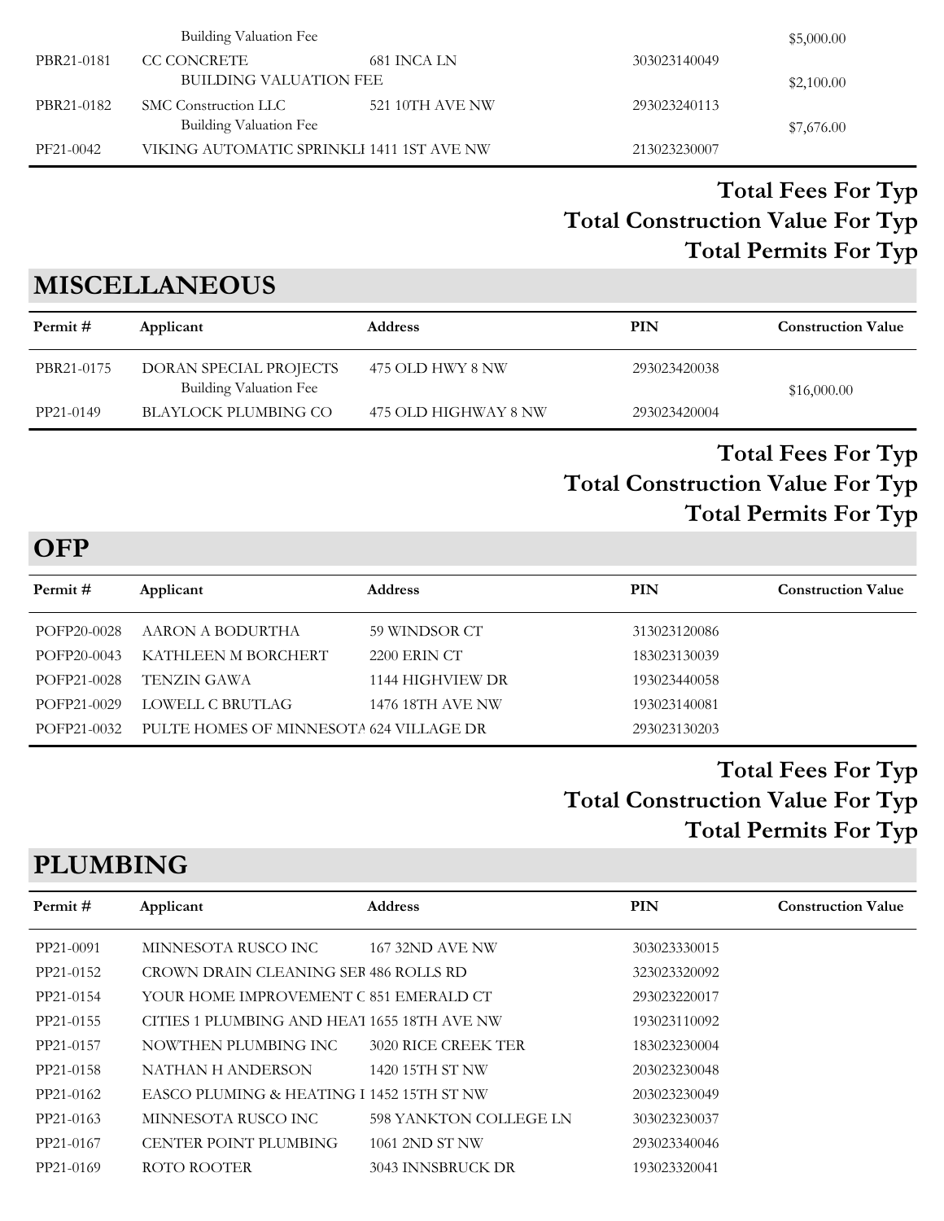| | Building Valuation Fee | | | $5,000.00 |
|---|---|---|---|---|
| PBR21-0181 | CC CONCRETE | 681 INCA LN | 303023140049 | |
| | BUILDING VALUATION FEE | | | $2,100.00 |
| PBR21-0182 | SMC Construction LLC | 521 10TH AVE NW | 293023240113 | |
| | Building Valuation Fee | | | $7,676.00 |
| PF21-0042 | VIKING AUTOMATIC SPRINKLI | 1411 1ST AVE NW | 213023230007 | |

**Total Fees For Typ**
**Total Construction Value For Typ**
**Total Permits For Typ**

## MISCELLANEOUS

| Permit # | Applicant | Address | PIN | Construction Value |
|---|---|---|---|---|
| PBR21-0175 | DORAN SPECIAL PROJECTS | 475 OLD HWY 8 NW | 293023420038 | |
| | Building Valuation Fee | | | $16,000.00 |
| PP21-0149 | BLAYLOCK PLUMBING CO | 475 OLD HIGHWAY 8 NW | 293023420004 | |

**Total Fees For Typ**
**Total Construction Value For Typ**
**Total Permits For Typ**

## OFP

| Permit # | Applicant | Address | PIN | Construction Value |
|---|---|---|---|---|
| POFP20-0028 | AARON A BODURTHA | 59 WINDSOR CT | 313023120086 | |
| POFP20-0043 | KATHLEEN M BORCHERT | 2200 ERIN CT | 183023130039 | |
| POFP21-0028 | TENZIN GAWA | 1144 HIGHVIEW DR | 193023440058 | |
| POFP21-0029 | LOWELL C BRUTLAG | 1476 18TH AVE NW | 193023140081 | |
| POFP21-0032 | PULTE HOMES OF MINNESOTA | 624 VILLAGE DR | 293023130203 | |

**Total Fees For Typ**
**Total Construction Value For Typ**
**Total Permits For Typ**

## PLUMBING

| Permit # | Applicant | Address | PIN | Construction Value |
|---|---|---|---|---|
| PP21-0091 | MINNESOTA RUSCO INC | 167 32ND AVE NW | 303023330015 | |
| PP21-0152 | CROWN DRAIN CLEANING SEI | 486 ROLLS RD | 323023320092 | |
| PP21-0154 | YOUR HOME IMPROVEMENT C | 851 EMERALD CT | 293023220017 | |
| PP21-0155 | CITIES 1 PLUMBING AND HEAT | 1655 18TH AVE NW | 193023110092 | |
| PP21-0157 | NOWTHEN PLUMBING INC | 3020 RICE CREEK TER | 183023230004 | |
| PP21-0158 | NATHAN H ANDERSON | 1420 15TH ST NW | 203023230048 | |
| PP21-0162 | EASCO PLUMING & HEATING I | 1452 15TH ST NW | 203023230049 | |
| PP21-0163 | MINNESOTA RUSCO INC | 598 YANKTON COLLEGE LN | 303023230037 | |
| PP21-0167 | CENTER POINT PLUMBING | 1061 2ND ST NW | 293023340046 | |
| PP21-0169 | ROTO ROOTER | 3043 INNSBRUCK DR | 193023320041 | |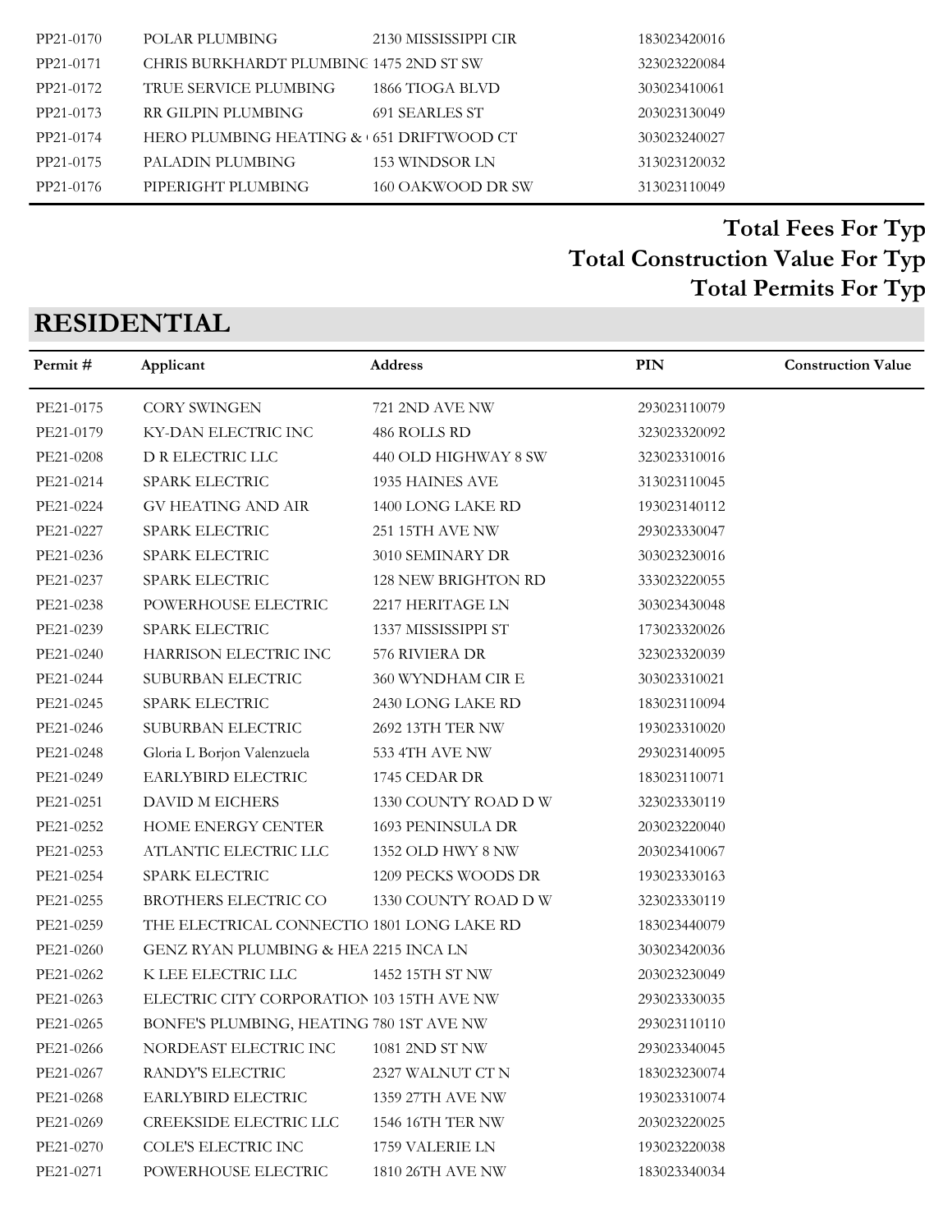| | | | |
|---|---|---|---|
| PP21-0170 | POLAR PLUMBING | 2130 MISSISSIPPI CIR | 183023420016 |
| PP21-0171 | CHRIS BURKHARDT PLUMBINC | 1475 2ND ST SW | 323023220084 |
| PP21-0172 | TRUE SERVICE PLUMBING | 1866 TIOGA BLVD | 303023410061 |
| PP21-0173 | RR GILPIN PLUMBING | 691 SEARLES ST | 203023130049 |
| PP21-0174 | HERO PLUMBING HEATING & | 651 DRIFTWOOD CT | 303023240027 |
| PP21-0175 | PALADIN PLUMBING | 153 WINDSOR LN | 313023120032 |
| PP21-0176 | PIPERIGHT PLUMBING | 160 OAKWOOD DR SW | 313023110049 |

**Total Fees For Typ**

**Total Construction Value For Typ**

**Total Permits For Typ**

## RESIDENTIAL

| Permit # | Applicant | Address | PIN | Construction Value |
|---|---|---|---|---|
| PE21-0175 | CORY SWINGEN | 721 2ND AVE NW | 293023110079 | |
| PE21-0179 | KY-DAN ELECTRIC INC | 486 ROLLS RD | 323023320092 | |
| PE21-0208 | D R ELECTRIC LLC | 440 OLD HIGHWAY 8 SW | 323023310016 | |
| PE21-0214 | SPARK ELECTRIC | 1935 HAINES AVE | 313023110045 | |
| PE21-0224 | GV HEATING AND AIR | 1400 LONG LAKE RD | 193023140112 | |
| PE21-0227 | SPARK ELECTRIC | 251 15TH AVE NW | 293023330047 | |
| PE21-0236 | SPARK ELECTRIC | 3010 SEMINARY DR | 303023230016 | |
| PE21-0237 | SPARK ELECTRIC | 128 NEW BRIGHTON RD | 333023220055 | |
| PE21-0238 | POWERHOUSE ELECTRIC | 2217 HERITAGE LN | 303023430048 | |
| PE21-0239 | SPARK ELECTRIC | 1337 MISSISSIPPI ST | 173023320026 | |
| PE21-0240 | HARRISON ELECTRIC INC | 576 RIVIERA DR | 323023320039 | |
| PE21-0244 | SUBURBAN ELECTRIC | 360 WYNDHAM CIR E | 303023310021 | |
| PE21-0245 | SPARK ELECTRIC | 2430 LONG LAKE RD | 183023110094 | |
| PE21-0246 | SUBURBAN ELECTRIC | 2692 13TH TER NW | 193023310020 | |
| PE21-0248 | Gloria L Borjon Valenzuela | 533 4TH AVE NW | 293023140095 | |
| PE21-0249 | EARLYBIRD ELECTRIC | 1745 CEDAR DR | 183023110071 | |
| PE21-0251 | DAVID M EICHERS | 1330 COUNTY ROAD D W | 323023330119 | |
| PE21-0252 | HOME ENERGY CENTER | 1693 PENINSULA DR | 203023220040 | |
| PE21-0253 | ATLANTIC ELECTRIC LLC | 1352 OLD HWY 8 NW | 203023410067 | |
| PE21-0254 | SPARK ELECTRIC | 1209 PECKS WOODS DR | 193023330163 | |
| PE21-0255 | BROTHERS ELECTRIC CO | 1330 COUNTY ROAD D W | 323023330119 | |
| PE21-0259 | THE ELECTRICAL CONNECTIO | 1801 LONG LAKE RD | 183023440079 | |
| PE21-0260 | GENZ RYAN PLUMBING & HEA | 2215 INCA LN | 303023420036 | |
| PE21-0262 | K LEE ELECTRIC LLC | 1452 15TH ST NW | 203023230049 | |
| PE21-0263 | ELECTRIC CITY CORPORATION | 103 15TH AVE NW | 293023330035 | |
| PE21-0265 | BONFE'S PLUMBING, HEATING | 780 1ST AVE NW | 293023110110 | |
| PE21-0266 | NORDEAST ELECTRIC INC | 1081 2ND ST NW | 293023340045 | |
| PE21-0267 | RANDY'S ELECTRIC | 2327 WALNUT CT N | 183023230074 | |
| PE21-0268 | EARLYBIRD ELECTRIC | 1359 27TH AVE NW | 193023310074 | |
| PE21-0269 | CREEKSIDE ELECTRIC LLC | 1546 16TH TER NW | 203023220025 | |
| PE21-0270 | COLE'S ELECTRIC INC | 1759 VALERIE LN | 193023220038 | |
| PE21-0271 | POWERHOUSE ELECTRIC | 1810 26TH AVE NW | 183023340034 | |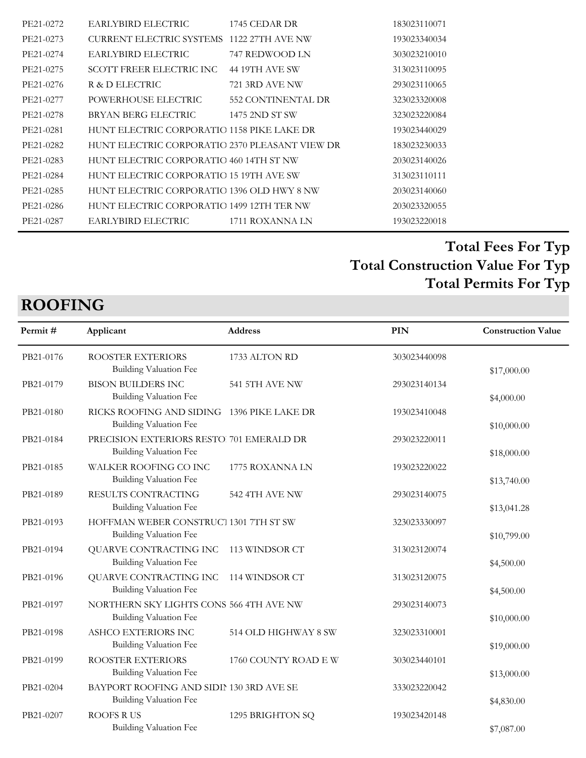| | | | |
|---|---|---|---|
| PE21-0272 | EARLYBIRD ELECTRIC | 1745 CEDAR DR | 183023110071 |
| PE21-0273 | CURRENT ELECTRIC SYSTEMS | 1122 27TH AVE NW | 193023340034 |
| PE21-0274 | EARLYBIRD ELECTRIC | 747 REDWOOD LN | 303023210010 |
| PE21-0275 | SCOTT FREER ELECTRIC INC | 44 19TH AVE SW | 313023110095 |
| PE21-0276 | R & D ELECTRIC | 721 3RD AVE NW | 293023110065 |
| PE21-0277 | POWERHOUSE ELECTRIC | 552 CONTINENTAL DR | 323023320008 |
| PE21-0278 | BRYAN BERG ELECTRIC | 1475 2ND ST SW | 323023220084 |
| PE21-0281 | HUNT ELECTRIC CORPORATIO | 1158 PIKE LAKE DR | 193023440029 |
| PE21-0282 | HUNT ELECTRIC CORPORATIO | 2370 PLEASANT VIEW DR | 183023230033 |
| PE21-0283 | HUNT ELECTRIC CORPORATIO | 460 14TH ST NW | 203023140026 |
| PE21-0284 | HUNT ELECTRIC CORPORATIO | 15 19TH AVE SW | 313023110111 |
| PE21-0285 | HUNT ELECTRIC CORPORATIO | 1396 OLD HWY 8 NW | 203023140060 |
| PE21-0286 | HUNT ELECTRIC CORPORATIO | 1499 12TH TER NW | 203023320055 |
| PE21-0287 | EARLYBIRD ELECTRIC | 1711 ROXANNA LN | 193023220018 |

**Total Fees For Typ**
**Total Construction Value For Typ**
**Total Permits For Typ**

## ROOFING

| Permit # | Applicant | Address | PIN | Construction Value |
|---|---|---|---|---|
| PB21-0176 | ROOSTER EXTERIORS<br>Building Valuation Fee | 1733 ALTON RD | 303023440098 | $17,000.00 |
| PB21-0179 | BISON BUILDERS INC<br>Building Valuation Fee | 541 5TH AVE NW | 293023140134 | $4,000.00 |
| PB21-0180 | RICKS ROOFING AND SIDING<br>Building Valuation Fee | 1396 PIKE LAKE DR | 193023410048 | $10,000.00 |
| PB21-0184 | PRECISION EXTERIORS RESTO<br>Building Valuation Fee | 701 EMERALD DR | 293023220011 | $18,000.00 |
| PB21-0185 | WALKER ROOFING CO INC<br>Building Valuation Fee | 1775 ROXANNA LN | 193023220022 | $13,740.00 |
| PB21-0189 | RESULTS CONTRACTING<br>Building Valuation Fee | 542 4TH AVE NW | 293023140075 | $13,041.28 |
| PB21-0193 | HOFFMAN WEBER CONSTRUCT<br>Building Valuation Fee | 1301 7TH ST SW | 323023330097 | $10,799.00 |
| PB21-0194 | QUARVE CONTRACTING INC<br>Building Valuation Fee | 113 WINDSOR CT | 313023120074 | $4,500.00 |
| PB21-0196 | QUARVE CONTRACTING INC<br>Building Valuation Fee | 114 WINDSOR CT | 313023120075 | $4,500.00 |
| PB21-0197 | NORTHERN SKY LIGHTS CONS<br>Building Valuation Fee | 566 4TH AVE NW | 293023140073 | $10,000.00 |
| PB21-0198 | ASHCO EXTERIORS INC<br>Building Valuation Fee | 514 OLD HIGHWAY 8 SW | 323023310001 | $19,000.00 |
| PB21-0199 | ROOSTER EXTERIORS<br>Building Valuation Fee | 1760 COUNTY ROAD E W | 303023440101 | $13,000.00 |
| PB21-0204 | BAYPORT ROOFING AND SIDIN<br>Building Valuation Fee | 130 3RD AVE SE | 333023220042 | $4,830.00 |
| PB21-0207 | ROOFS R US<br>Building Valuation Fee | 1295 BRIGHTON SQ | 193023420148 | $7,087.00 |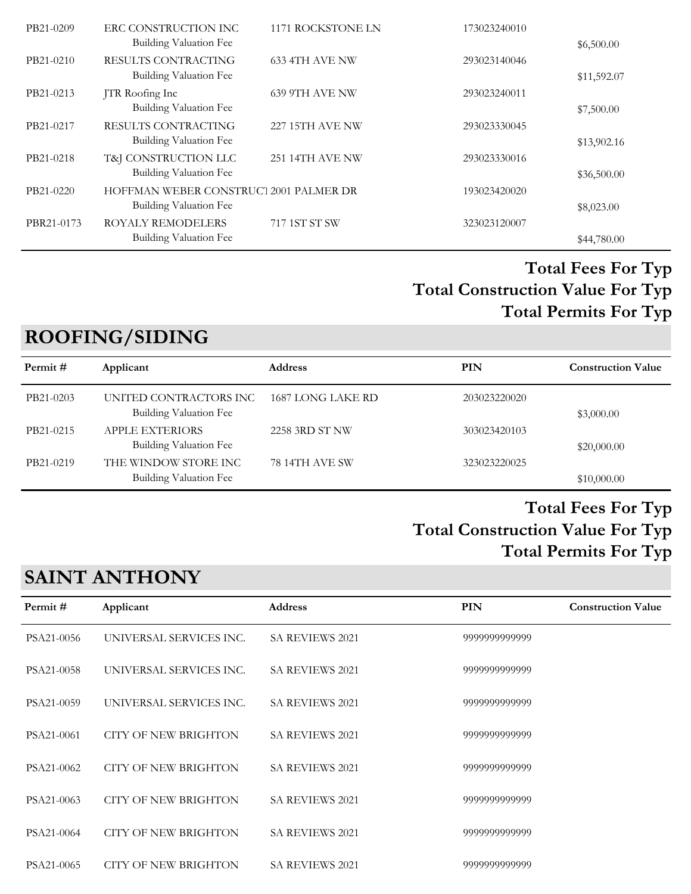| Permit # | Applicant | Address | PIN | Construction Value |
|---|---|---|---|---|
| PB21-0209 | ERC CONSTRUCTION INC | 1171 ROCKSTONE LN | 173023240010 | |
| | Building Valuation Fee | | | $6,500.00 |
| PB21-0210 | RESULTS CONTRACTING | 633 4TH AVE NW | 293023140046 | |
| | Building Valuation Fee | | | $11,592.07 |
| PB21-0213 | JTR Roofing Inc | 639 9TH AVE NW | 293023240011 | |
| | Building Valuation Fee | | | $7,500.00 |
| PB21-0217 | RESULTS CONTRACTING | 227 15TH AVE NW | 293023330045 | |
| | Building Valuation Fee | | | $13,902.16 |
| PB21-0218 | T&J CONSTRUCTION LLC | 251 14TH AVE NW | 293023330016 | |
| | Building Valuation Fee | | | $36,500.00 |
| PB21-0220 | HOFFMAN WEBER CONSTRUCT | 2001 PALMER DR | 193023420020 | |
| | Building Valuation Fee | | | $8,023.00 |
| PBR21-0173 | ROYALY REMODELERS | 717 1ST ST SW | 323023120007 | |
| | Building Valuation Fee | | | $44,780.00 |

**Total Fees For Typ**
**Total Construction Value For Typ**
**Total Permits For Typ**

## ROOFING/SIDING

| Permit # | Applicant | Address | PIN | Construction Value |
|---|---|---|---|---|
| PB21-0203 | UNITED CONTRACTORS INC | 1687 LONG LAKE RD | 203023220020 | |
| | Building Valuation Fee | | | $3,000.00 |
| PB21-0215 | APPLE EXTERIORS | 2258 3RD ST NW | 303023420103 | |
| | Building Valuation Fee | | | $20,000.00 |
| PB21-0219 | THE WINDOW STORE INC | 78 14TH AVE SW | 323023220025 | |
| | Building Valuation Fee | | | $10,000.00 |

**Total Fees For Typ**
**Total Construction Value For Typ**
**Total Permits For Typ**

## SAINT ANTHONY

| Permit # | Applicant | Address | PIN | Construction Value |
|---|---|---|---|---|
| PSA21-0056 | UNIVERSAL SERVICES INC. | SA REVIEWS 2021 | 9999999999999 | |
| PSA21-0058 | UNIVERSAL SERVICES INC. | SA REVIEWS 2021 | 9999999999999 | |
| PSA21-0059 | UNIVERSAL SERVICES INC. | SA REVIEWS 2021 | 9999999999999 | |
| PSA21-0061 | CITY OF NEW BRIGHTON | SA REVIEWS 2021 | 9999999999999 | |
| PSA21-0062 | CITY OF NEW BRIGHTON | SA REVIEWS 2021 | 9999999999999 | |
| PSA21-0063 | CITY OF NEW BRIGHTON | SA REVIEWS 2021 | 9999999999999 | |
| PSA21-0064 | CITY OF NEW BRIGHTON | SA REVIEWS 2021 | 9999999999999 | |
| PSA21-0065 | CITY OF NEW BRIGHTON | SA REVIEWS 2021 | 9999999999999 | |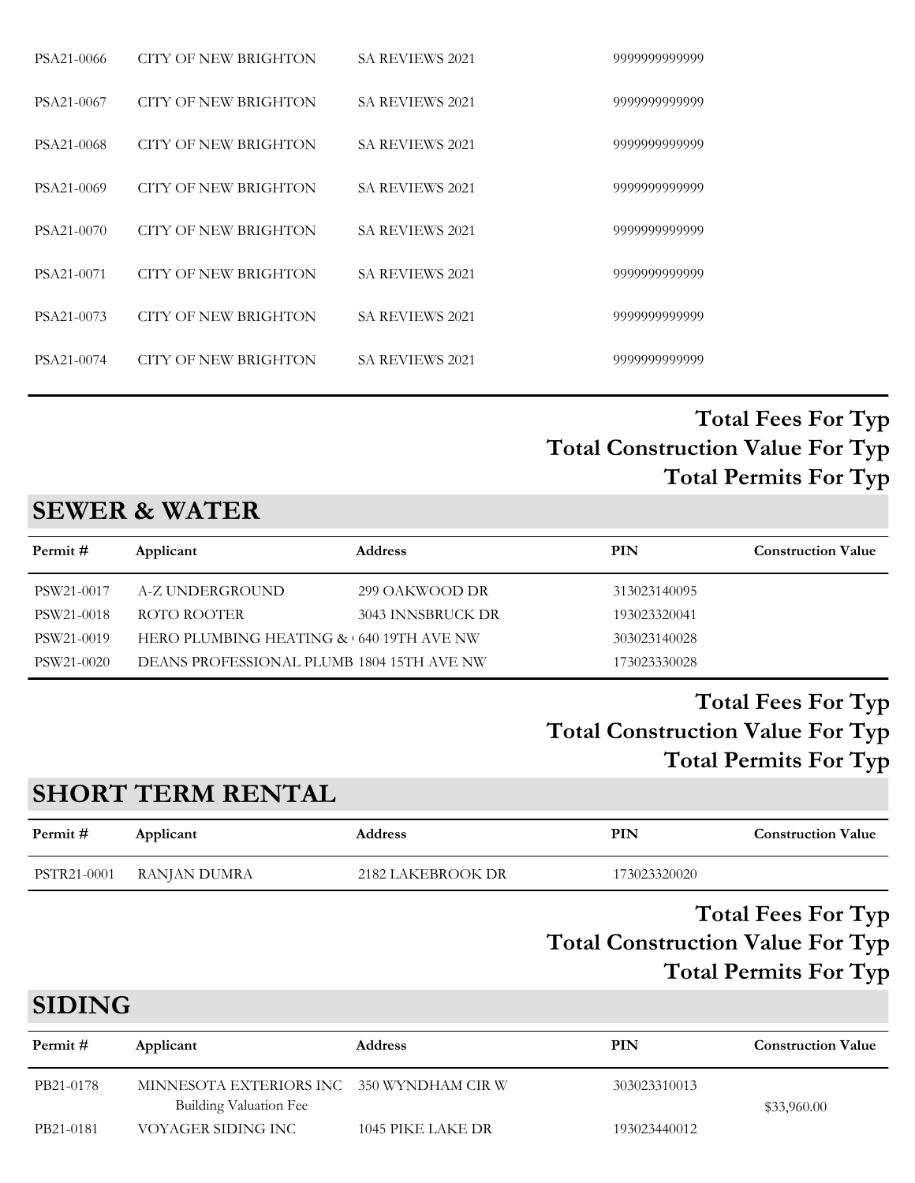| | | | | |
|---|---|---|---|---|
| PSA21-0066 | CITY OF NEW BRIGHTON | SA REVIEWS 2021 | 9999999999999 | |
| PSA21-0067 | CITY OF NEW BRIGHTON | SA REVIEWS 2021 | 9999999999999 | |
| PSA21-0068 | CITY OF NEW BRIGHTON | SA REVIEWS 2021 | 9999999999999 | |
| PSA21-0069 | CITY OF NEW BRIGHTON | SA REVIEWS 2021 | 9999999999999 | |
| PSA21-0070 | CITY OF NEW BRIGHTON | SA REVIEWS 2021 | 9999999999999 | |
| PSA21-0071 | CITY OF NEW BRIGHTON | SA REVIEWS 2021 | 9999999999999 | |
| PSA21-0073 | CITY OF NEW BRIGHTON | SA REVIEWS 2021 | 9999999999999 | |
| PSA21-0074 | CITY OF NEW BRIGHTON | SA REVIEWS 2021 | 9999999999999 | |

**Total Fees For Typ**
**Total Construction Value For Typ**
**Total Permits For Typ**

## SEWER & WATER

| Permit # | Applicant | Address | PIN | Construction Value |
|---|---|---|---|---|
| PSW21-0017 | A-Z UNDERGROUND | 299 OAKWOOD DR | 313023140095 | |
| PSW21-0018 | ROTO ROOTER | 3043 INNSBRUCK DR | 193023320041 | |
| PSW21-0019 | HERO PLUMBING HEATING & | 640 19TH AVE NW | 303023140028 | |
| PSW21-0020 | DEANS PROFESSIONAL PLUMB | 1804 15TH AVE NW | 173023330028 | |

**Total Fees For Typ**
**Total Construction Value For Typ**
**Total Permits For Typ**

## SHORT TERM RENTAL

| Permit # | Applicant | Address | PIN | Construction Value |
|---|---|---|---|---|
| PSTR21-0001 | RANJAN DUMRA | 2182 LAKEBROOK DR | 173023320020 | |

**Total Fees For Typ**
**Total Construction Value For Typ**
**Total Permits For Typ**

## SIDING

| Permit # | Applicant | Address | PIN | Construction Value |
|---|---|---|---|---|
| PB21-0178 | MINNESOTA EXTERIORS INC | 350 WYNDHAM CIR W | 303023310013 | |
| | Building Valuation Fee | | | $33,960.00 |
| PB21-0181 | VOYAGER SIDING INC | 1045 PIKE LAKE DR | 193023440012 | |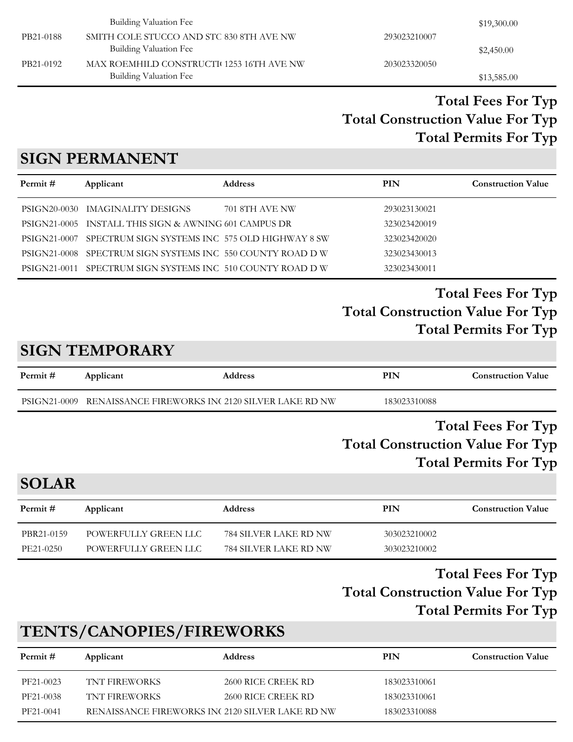| Permit # | Applicant | Address | PIN | Construction Value |
|---|---|---|---|---|
| | Building Valuation Fee | | | $19,300.00 |
| PB21-0188 | SMITH COLE STUCCO AND STC | 830 8TH AVE NW | 293023210007 | |
| | Building Valuation Fee | | | $2,450.00 |
| PB21-0192 | MAX ROEMHILD CONSTRUCTI( | 1253 16TH AVE NW | 203023320050 | |
| | Building Valuation Fee | | | $13,585.00 |

**Total Fees For Typ**

**Total Construction Value For Typ**

**Total Permits For Typ**

## SIGN PERMANENT

| Permit # | Applicant | Address | PIN | Construction Value |
|---|---|---|---|---|
| PSIGN20-0030 | IMAGINALITY DESIGNS | 701 8TH AVE NW | 293023130021 | |
| PSIGN21-0005 | INSTALL THIS SIGN & AWNING | 601 CAMPUS DR | 323023420019 | |
| PSIGN21-0007 | SPECTRUM SIGN SYSTEMS INC | 575 OLD HIGHWAY 8 SW | 323023420020 | |
| PSIGN21-0008 | SPECTRUM SIGN SYSTEMS INC | 550 COUNTY ROAD D W | 323023430013 | |
| PSIGN21-0011 | SPECTRUM SIGN SYSTEMS INC | 510 COUNTY ROAD D W | 323023430011 | |

**Total Fees For Typ**

**Total Construction Value For Typ**

**Total Permits For Typ**

## SIGN TEMPORARY

| Permit # | Applicant | Address | PIN | Construction Value |
|---|---|---|---|---|
| PSIGN21-0009 | RENAISSANCE FIREWORKS IN( | 2120 SILVER LAKE RD NW | 183023310088 | |

**Total Fees For Typ**

**Total Construction Value For Typ**

**Total Permits For Typ**

## SOLAR

| Permit # | Applicant | Address | PIN | Construction Value |
|---|---|---|---|---|
| PBR21-0159 | POWERFULLY GREEN LLC | 784 SILVER LAKE RD NW | 303023210002 | |
| PE21-0250 | POWERFULLY GREEN LLC | 784 SILVER LAKE RD NW | 303023210002 | |

**Total Fees For Typ**

**Total Construction Value For Typ**

**Total Permits For Typ**

## TENTS/CANOPIES/FIREWORKS

| Permit # | Applicant | Address | PIN | Construction Value |
|---|---|---|---|---|
| PF21-0023 | TNT FIREWORKS | 2600 RICE CREEK RD | 183023310061 | |
| PF21-0038 | TNT FIREWORKS | 2600 RICE CREEK RD | 183023310061 | |
| PF21-0041 | RENAISSANCE FIREWORKS IN( | 2120 SILVER LAKE RD NW | 183023310088 | |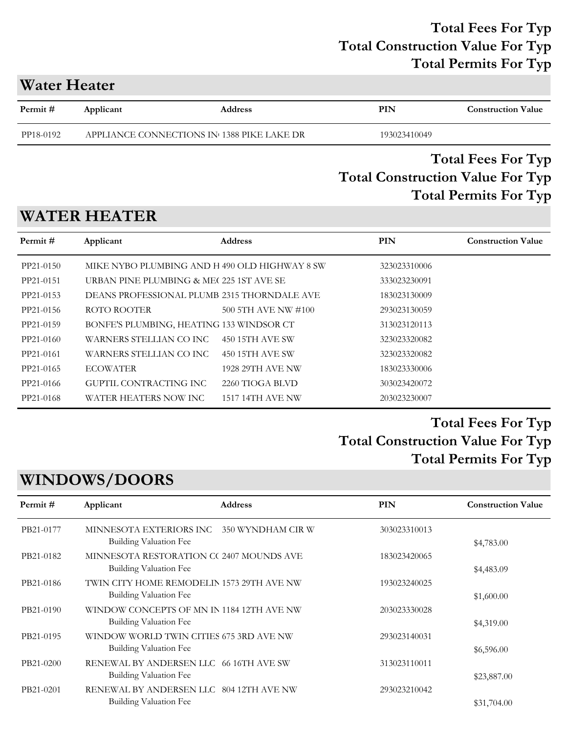**Total Fees For Typ**
**Total Construction Value For Typ**
**Total Permits For Typ**

## Water Heater

| Permit # | Applicant | Address | PIN | Construction Value |
|---|---|---|---|---|
| PP18-0192 | APPLIANCE CONNECTIONS IN | 1388 PIKE LAKE DR | 193023410049 | |

**Total Fees For Typ**
**Total Construction Value For Typ**
**Total Permits For Typ**

## WATER HEATER

| Permit # | Applicant | Address | PIN | Construction Value |
|---|---|---|---|---|
| PP21-0150 | MIKE NYBO PLUMBING AND H | 490 OLD HIGHWAY 8 SW | 323023310006 | |
| PP21-0151 | URBAN PINE PLUMBING & ME( | 225 1ST AVE SE | 333023230091 | |
| PP21-0153 | DEANS PROFESSIONAL PLUMB | 2315 THORNDALE AVE | 183023130009 | |
| PP21-0156 | ROTO ROOTER | 500 5TH AVE NW #100 | 293023130059 | |
| PP21-0159 | BONFE'S PLUMBING, HEATING | 133 WINDSOR CT | 313023120113 | |
| PP21-0160 | WARNERS STELLIAN CO INC | 450 15TH AVE SW | 323023320082 | |
| PP21-0161 | WARNERS STELLIAN CO INC | 450 15TH AVE SW | 323023320082 | |
| PP21-0165 | ECOWATER | 1928 29TH AVE NW | 183023330006 | |
| PP21-0166 | GUPTIL CONTRACTING INC | 2260 TIOGA BLVD | 303023420072 | |
| PP21-0168 | WATER HEATERS NOW INC | 1517 14TH AVE NW | 203023230007 | |

**Total Fees For Typ**
**Total Construction Value For Typ**
**Total Permits For Typ**

## WINDOWS/DOORS

| Permit # | Applicant | Address | PIN | Construction Value |
|---|---|---|---|---|
| PB21-0177 | MINNESOTA EXTERIORS INC | 350 WYNDHAM CIR W | 303023310013 | |
| | Building Valuation Fee | | | $4,783.00 |
| PB21-0182 | MINNESOTA RESTORATION C( | 2407 MOUNDS AVE | 183023420065 | |
| | Building Valuation Fee | | | $4,483.09 |
| PB21-0186 | TWIN CITY HOME REMODELIN | 1573 29TH AVE NW | 193023240025 | |
| | Building Valuation Fee | | | $1,600.00 |
| PB21-0190 | WINDOW CONCEPTS OF MN IN | 1184 12TH AVE NW | 203023330028 | |
| | Building Valuation Fee | | | $4,319.00 |
| PB21-0195 | WINDOW WORLD TWIN CITIES | 675 3RD AVE NW | 293023140031 | |
| | Building Valuation Fee | | | $6,596.00 |
| PB21-0200 | RENEWAL BY ANDERSEN LLC | 66 16TH AVE SW | 313023110011 | |
| | Building Valuation Fee | | | $23,887.00 |
| PB21-0201 | RENEWAL BY ANDERSEN LLC | 804 12TH AVE NW | 293023210042 | |
| | Building Valuation Fee | | | $31,704.00 |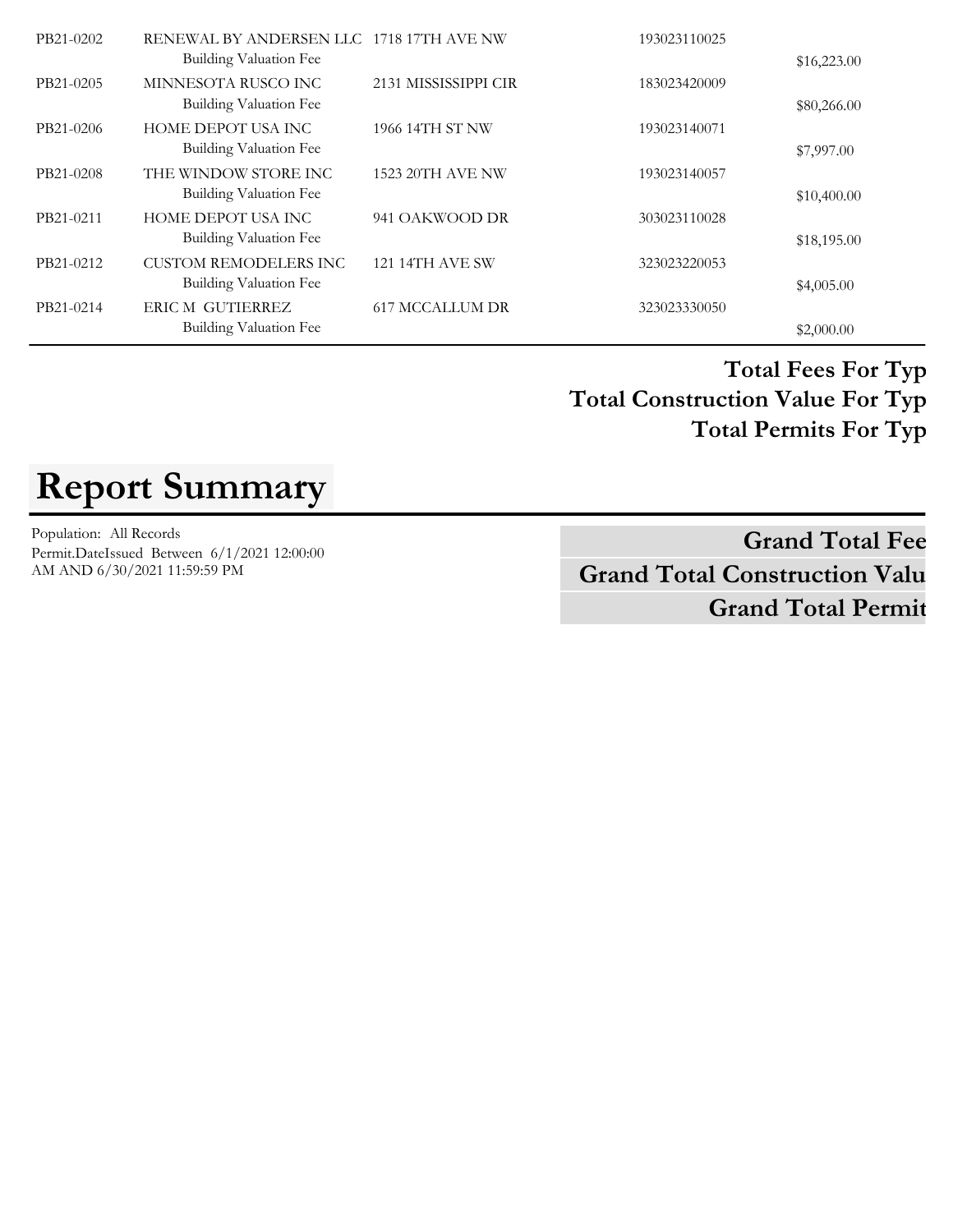| | | | | |
|---|---|---|---|---|
| PB21-0202 | RENEWAL BY ANDERSEN LLC | 1718 17TH AVE NW | 193023110025 | |
| | Building Valuation Fee | | | $16,223.00 |
| PB21-0205 | MINNESOTA RUSCO INC | 2131 MISSISSIPPI CIR | 183023420009 | |
| | Building Valuation Fee | | | $80,266.00 |
| PB21-0206 | HOME DEPOT USA INC | 1966 14TH ST NW | 193023140071 | |
| | Building Valuation Fee | | | $7,997.00 |
| PB21-0208 | THE WINDOW STORE INC | 1523 20TH AVE NW | 193023140057 | |
| | Building Valuation Fee | | | $10,400.00 |
| PB21-0211 | HOME DEPOT USA INC | 941 OAKWOOD DR | 303023110028 | |
| | Building Valuation Fee | | | $18,195.00 |
| PB21-0212 | CUSTOM REMODELERS INC | 121 14TH AVE SW | 323023220053 | |
| | Building Valuation Fee | | | $4,005.00 |
| PB21-0214 | ERIC M GUTIERREZ | 617 MCCALLUM DR | 323023330050 | |
| | Building Valuation Fee | | | $2,000.00 |

**Total Fees For Typ**

**Total Construction Value For Typ**

**Total Permits For Typ**

# Report Summary

Population: All Records
Permit.DateIssued Between 6/1/2021 12:00:00 AM AND 6/30/2021 11:59:59 PM

**Grand Total Fee**

**Grand Total Construction Valu**

**Grand Total Permit**